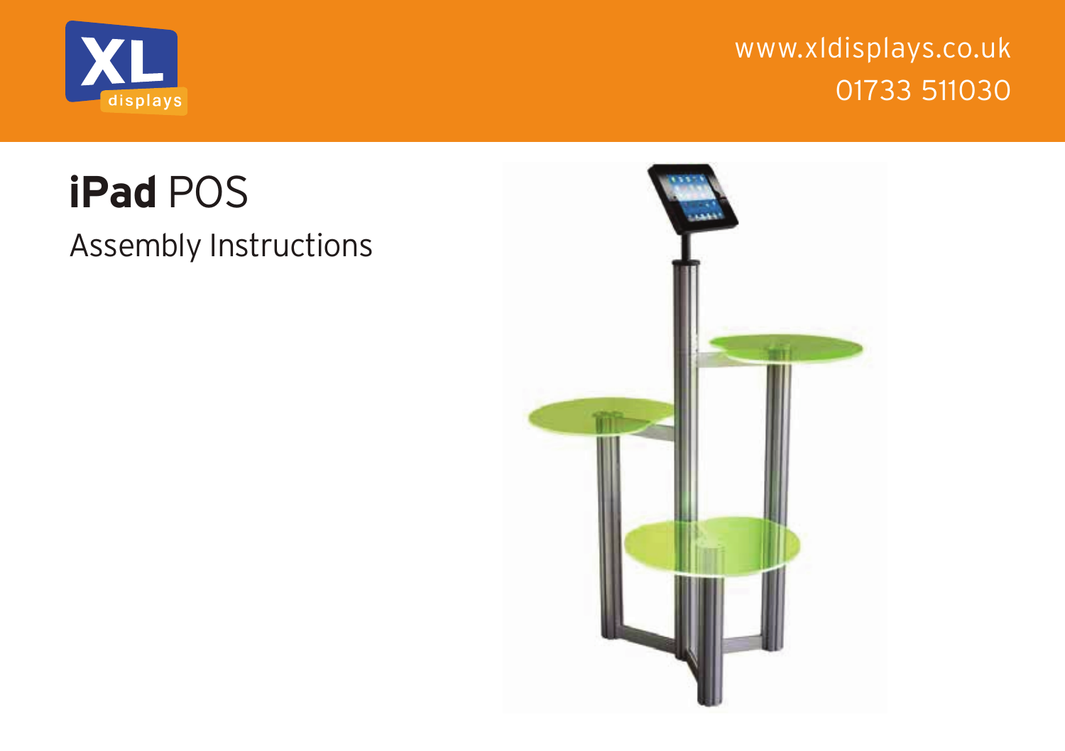XL displays

www.xldisplays.co.uk
01733 511030

# **iPad** POS

## Assembly Instructions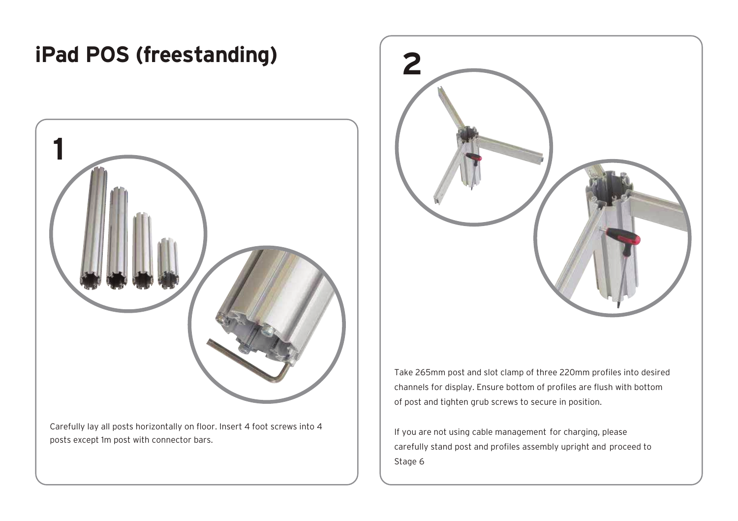# iPad POS (freestanding)

**1**

Carefully lay all posts horizontally on floor. Insert 4 foot screws into 4 posts except 1m post with connector bars.

**2**

Take 265mm post and slot clamp of three 220mm profiles into desired channels for display. Ensure bottom of profiles are flush with bottom of post and tighten grub screws to secure in position.

If you are not using cable management for charging, please carefully stand post and profiles assembly upright and proceed to Stage 6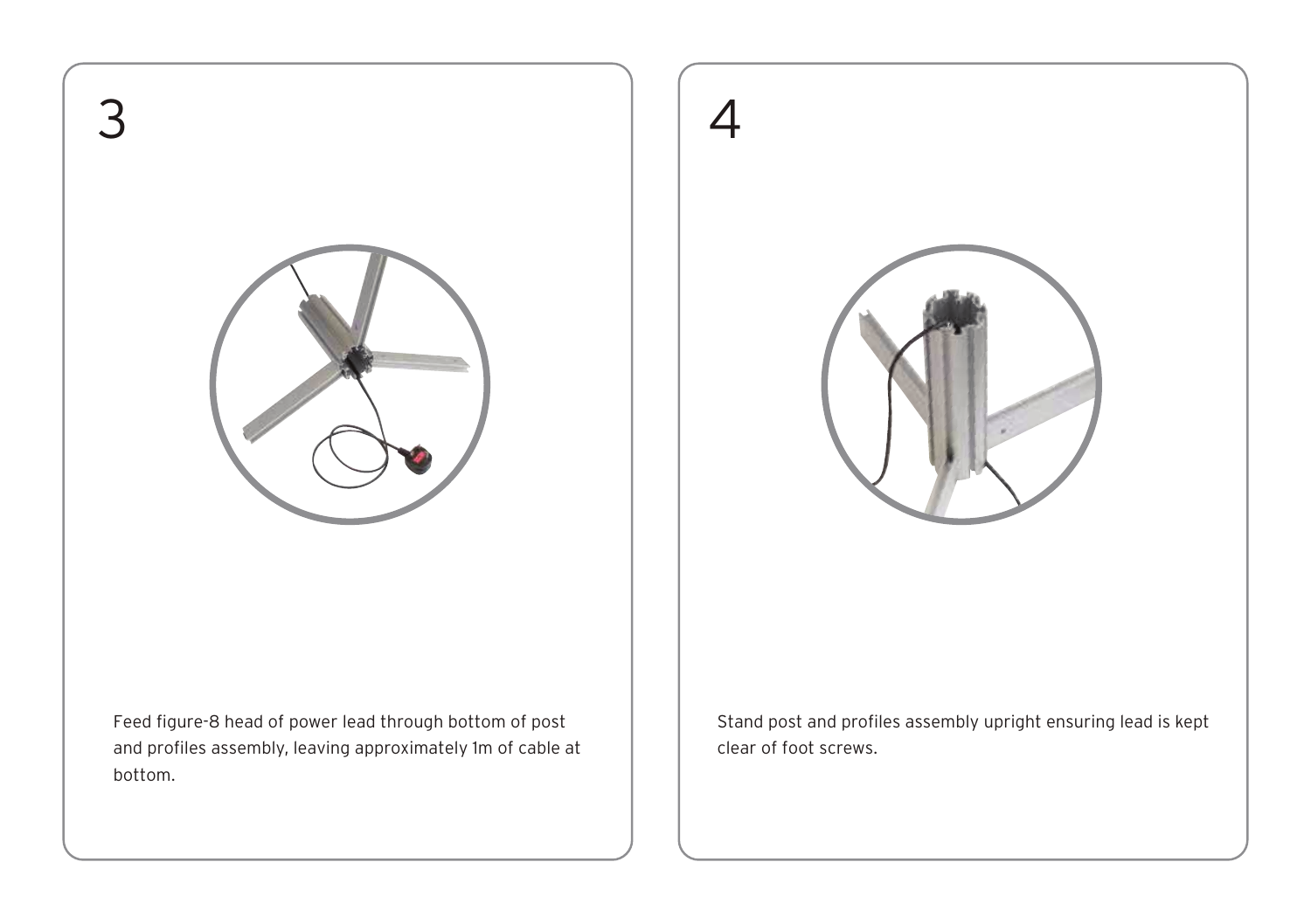## 3

Feed figure-8 head of power lead through bottom of post and profiles assembly, leaving approximately 1m of cable at bottom.

## 4

Stand post and profiles assembly upright ensuring lead is kept clear of foot screws.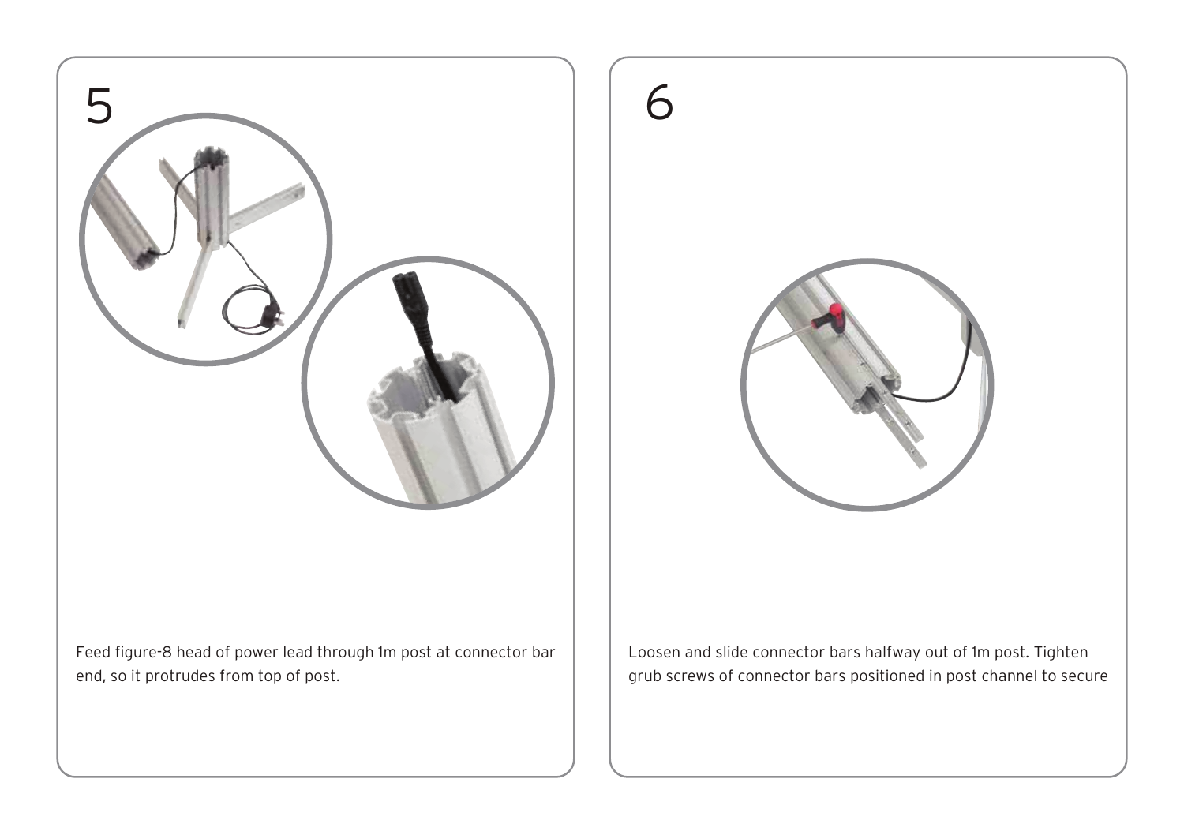5

Feed figure-8 head of power lead through 1m post at connector bar end, so it protrudes from top of post.

6

Loosen and slide connector bars halfway out of 1m post. Tighten grub screws of connector bars positioned in post channel to secure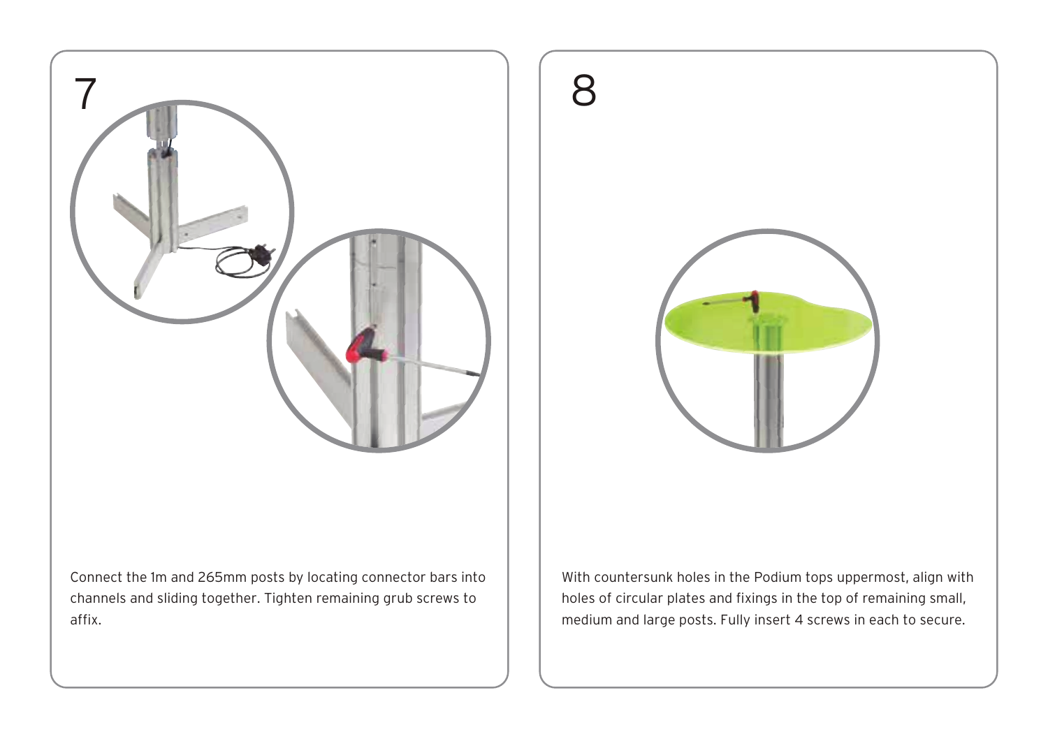## 7

Connect the 1m and 265mm posts by locating connector bars into channels and sliding together. Tighten remaining grub screws to affix.

## 8

With countersunk holes in the Podium tops uppermost, align with holes of circular plates and fixings in the top of remaining small, medium and large posts. Fully insert 4 screws in each to secure.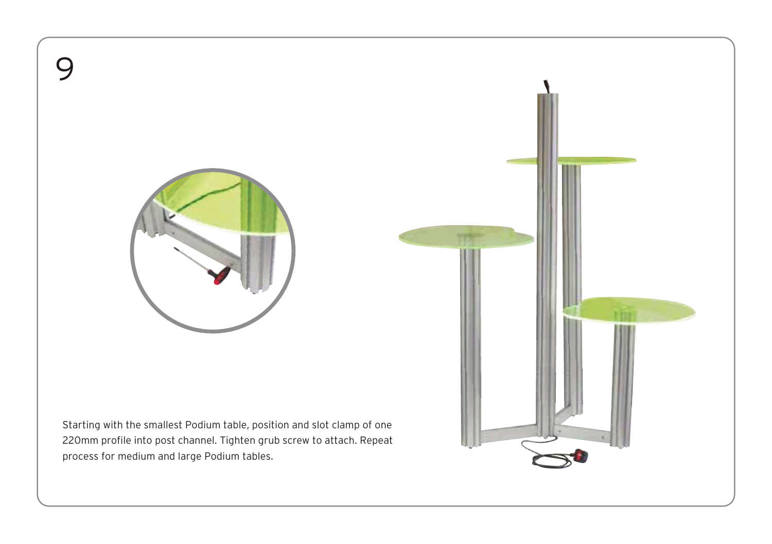# 9

Starting with the smallest Podium table, position and slot clamp of one 220mm profile into post channel. Tighten grub screw to attach. Repeat process for medium and large Podium tables.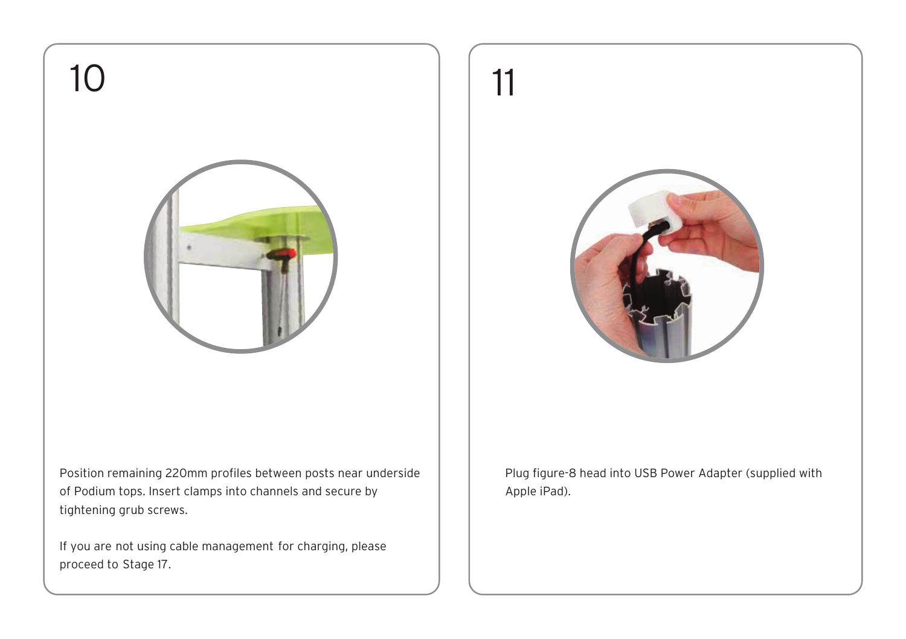## 10

Position remaining 220mm profiles between posts near underside of Podium tops. Insert clamps into channels and secure by tightening grub screws.

If you are not using cable management for charging, please proceed to Stage 17.

## 11

Plug figure-8 head into USB Power Adapter (supplied with Apple iPad).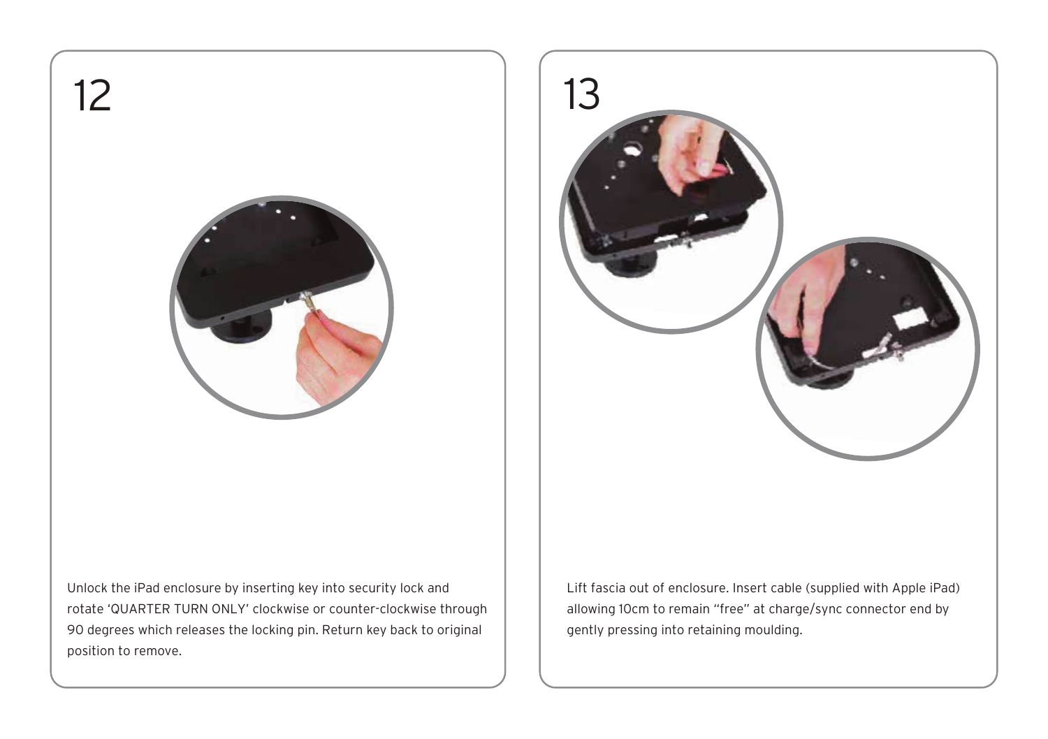## 12

Unlock the iPad enclosure by inserting key into security lock and rotate 'QUARTER TURN ONLY' clockwise or counter-clockwise through 90 degrees which releases the locking pin. Return key back to original position to remove.

## 13

Lift fascia out of enclosure. Insert cable (supplied with Apple iPad) allowing 10cm to remain "free" at charge/sync connector end by gently pressing into retaining moulding.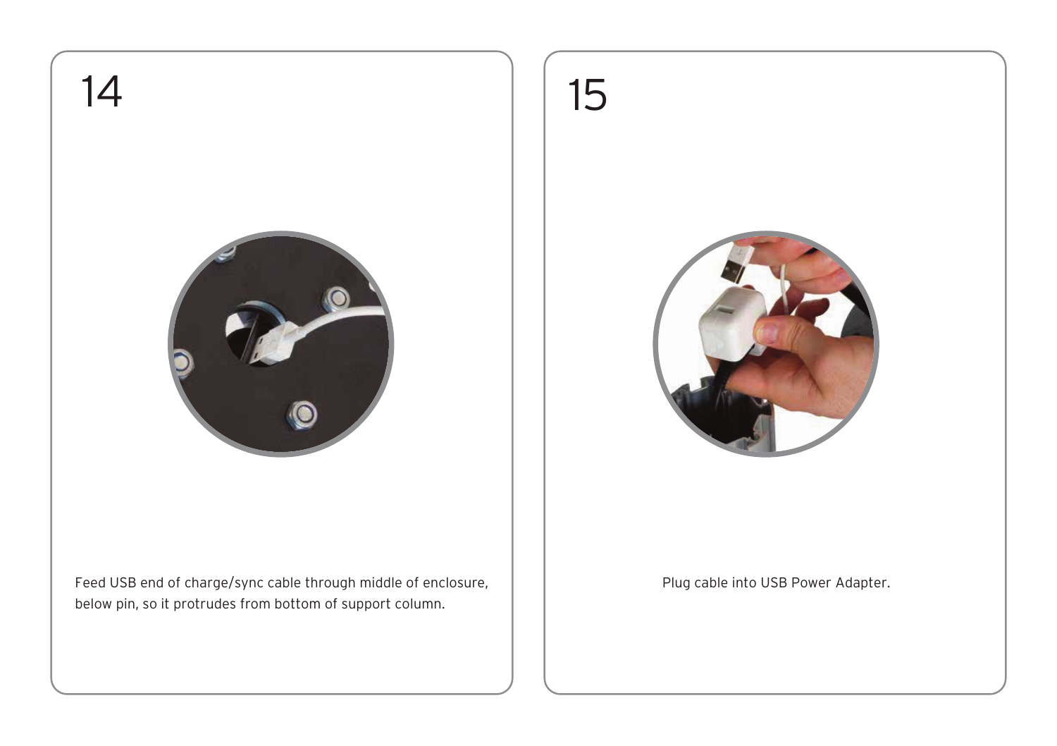## 14

Feed USB end of charge/sync cable through middle of enclosure, below pin, so it protrudes from bottom of support column.

## 15

Plug cable into USB Power Adapter.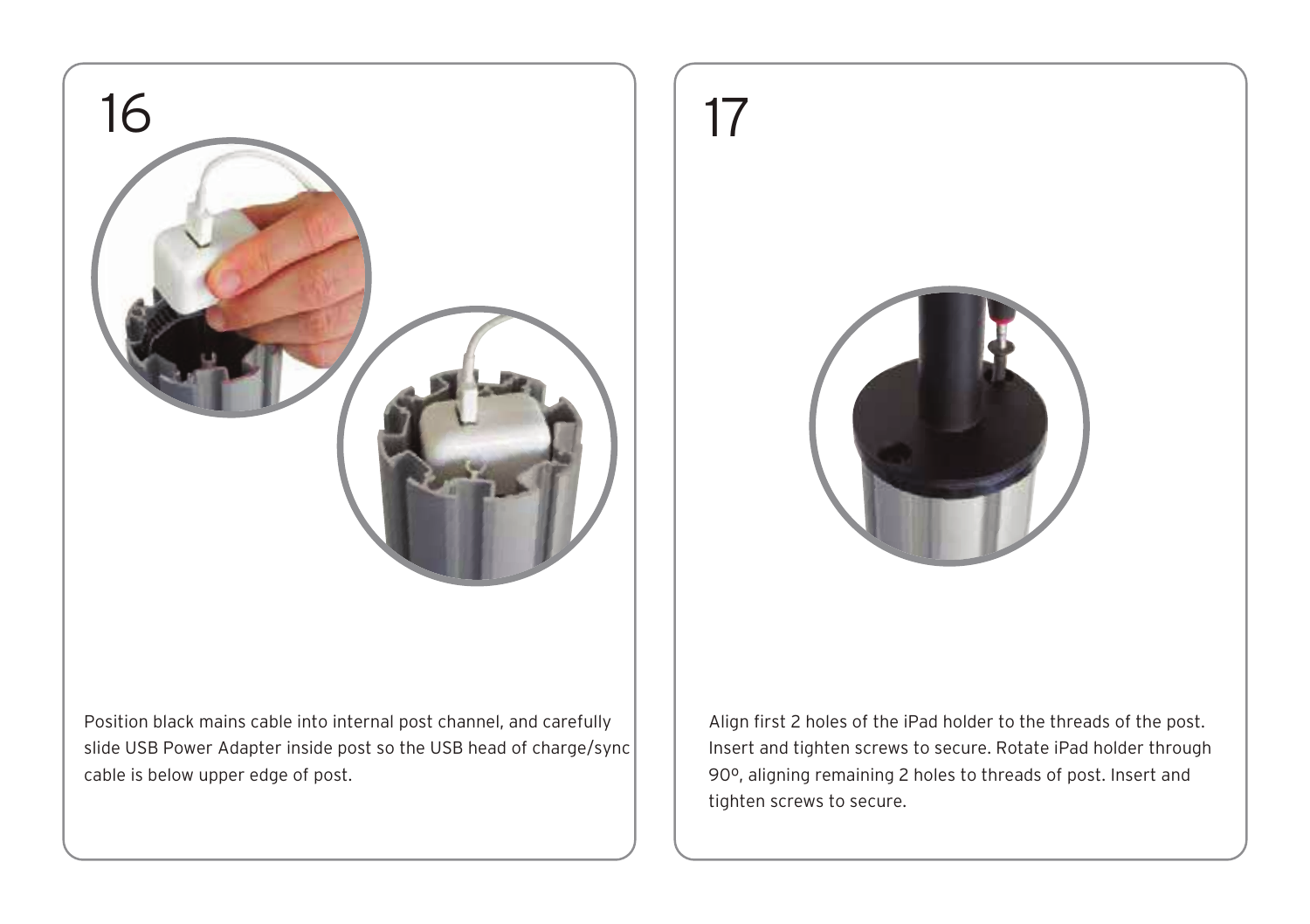## 16

Position black mains cable into internal post channel, and carefully slide USB Power Adapter inside post so the USB head of charge/sync cable is below upper edge of post.

## 17

Align first 2 holes of the iPad holder to the threads of the post. Insert and tighten screws to secure. Rotate iPad holder through 90º, aligning remaining 2 holes to threads of post. Insert and tighten screws to secure.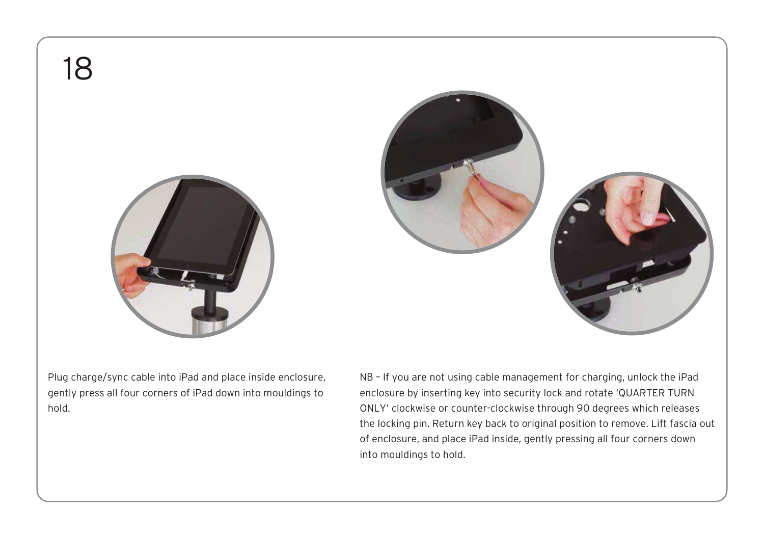# 18

Plug charge/sync cable into iPad and place inside enclosure, gently press all four corners of iPad down into mouldings to hold.

NB – If you are not using cable management for charging, unlock the iPad enclosure by inserting key into security lock and rotate 'QUARTER TURN ONLY' clockwise or counter-clockwise through 90 degrees which releases the locking pin. Return key back to original position to remove. Lift fascia out of enclosure, and place iPad inside, gently pressing all four corners down into mouldings to hold.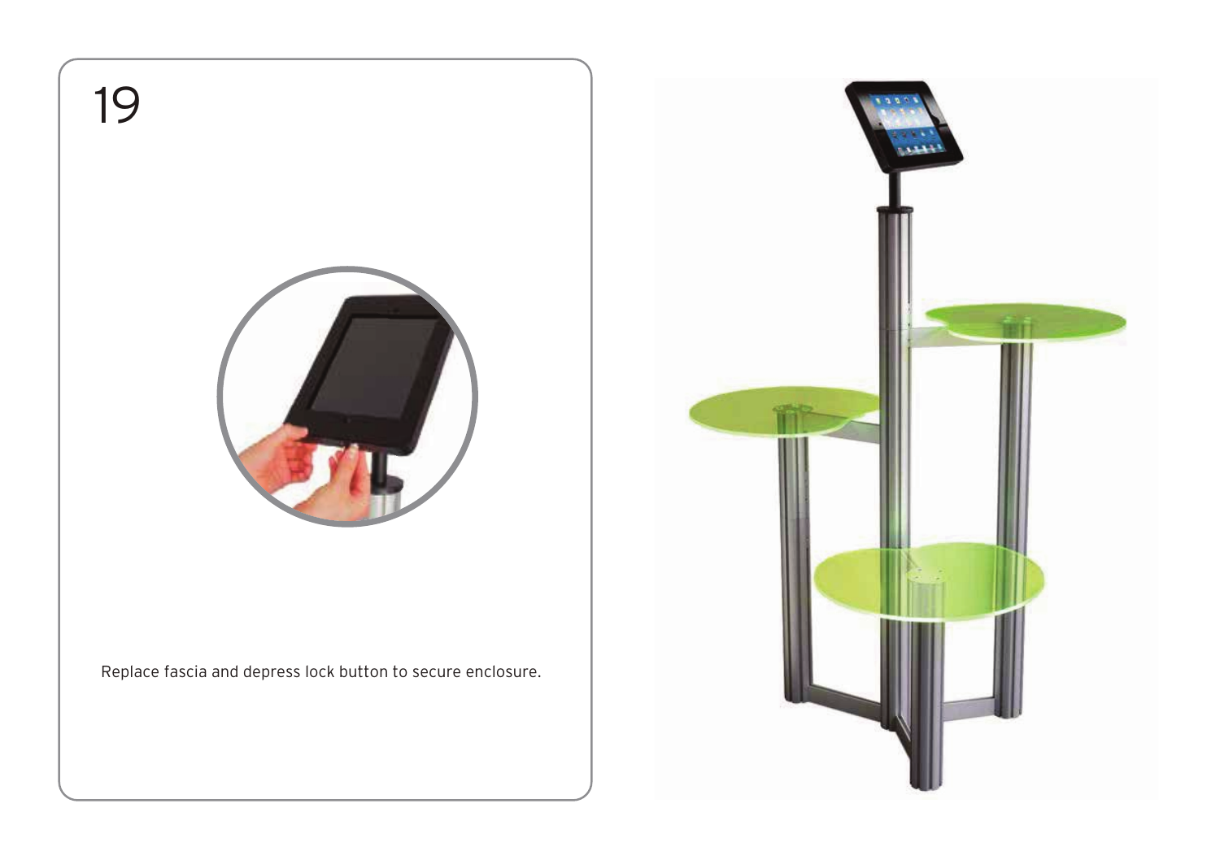19

Replace fascia and depress lock button to secure enclosure.